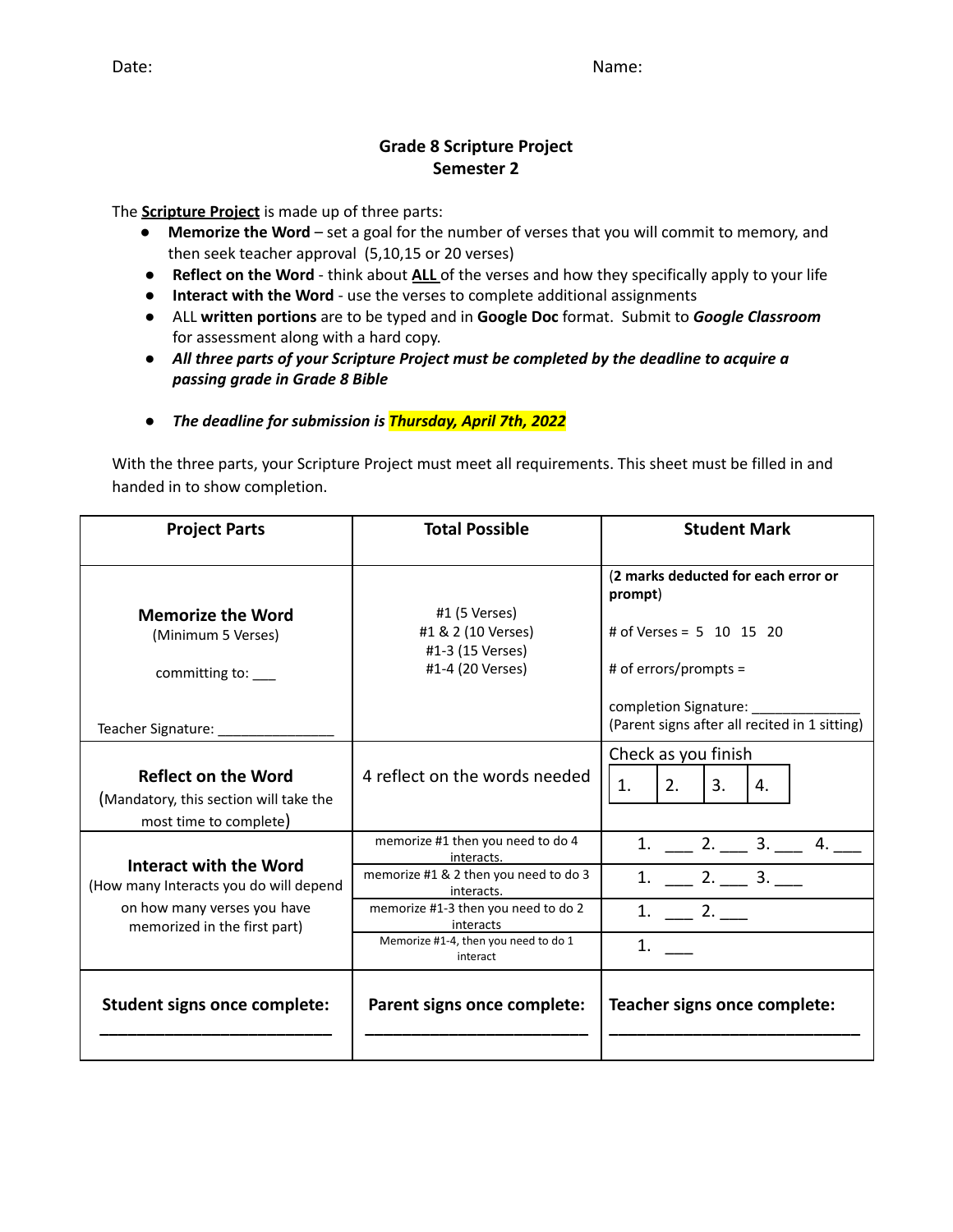Date: Name:

**Grade 8 Scripture Project**
**Semester 2**

The **Scripture Project** is made up of three parts:

- **Memorize the Word** – set a goal for the number of verses that you will commit to memory, and then seek teacher approval (5,10,15 or 20 verses)
- **Reflect on the Word** - think about **ALL** of the verses and how they specifically apply to your life
- **Interact with the Word** - use the verses to complete additional assignments
- ALL **written portions** are to be typed and in **Google Doc** format. Submit to ***Google Classroom*** for assessment along with a hard copy.
- ***All three parts of your Scripture Project must be completed by the deadline to acquire a passing grade in Grade 8 Bible***
- ***The deadline for submission is Thursday, April 7th, 2022***

With the three parts, your Scripture Project must meet all requirements. This sheet must be filled in and handed in to show completion.

| Project Parts | Total Possible | Student Mark |
|---|---|---|
| **Memorize the Word** (Minimum 5 Verses) committing to: ___ Teacher Signature: _______________ | #1 (5 Verses) #1 & 2 (10 Verses) #1-3 (15 Verses) #1-4 (20 Verses) | (**2 marks deducted for each error or prompt**) # of Verses = 5 10 15 20 # of errors/prompts = completion Signature: ______________ (Parent signs after all recited in 1 sitting) |
| **Reflect on the Word** (Mandatory, this section will take the most time to complete) | 4 reflect on the words needed | Check as you finish 1. 2. 3. 4. |
| **Interact with the Word** (How many Interacts you do will depend on how many verses you have memorized in the first part) | memorize #1 then you need to do 4 interacts. | 1. ___ 2. ___ 3. ___ 4. ___ |
| | memorize #1 & 2 then you need to do 3 interacts. | 1. ___ 2. ___ 3. ___ |
| | memorize #1-3 then you need to do 2 interacts | 1. ___ 2. ___ |
| | Memorize #1-4, then you need to do 1 interact | 1. ___ |
| **Student signs once complete:** ________________________ | **Parent signs once complete:** ________________________ | **Teacher signs once complete:** ________________________ |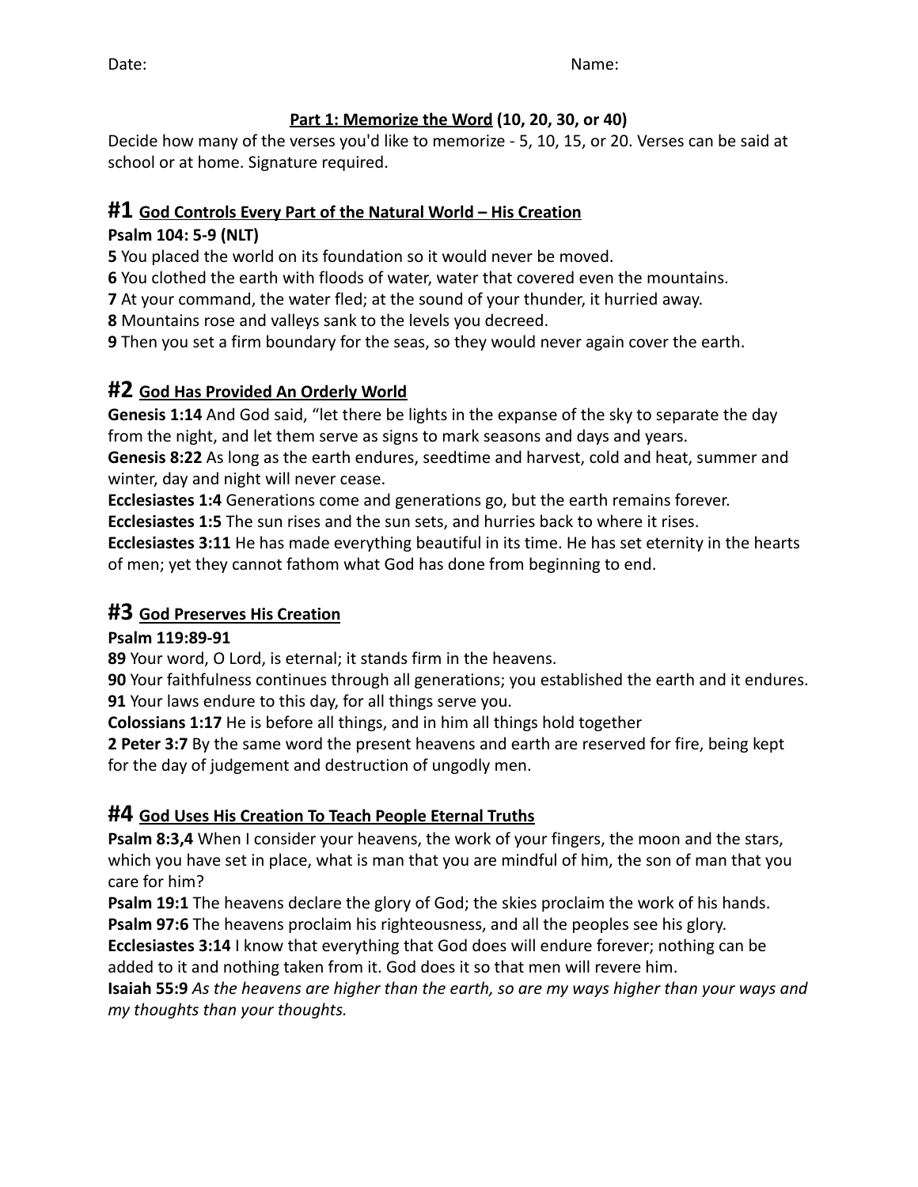Date: Name:

**Part 1: Memorize the Word (10, 20, 30, or 40)**

Decide how many of the verses you'd like to memorize - 5, 10, 15, or 20. Verses can be said at school or at home. Signature required.

## #1 God Controls Every Part of the Natural World – His Creation

**Psalm 104: 5-9 (NLT)**

**5** You placed the world on its foundation so it would never be moved.
**6** You clothed the earth with floods of water, water that covered even the mountains.
**7** At your command, the water fled; at the sound of your thunder, it hurried away.
**8** Mountains rose and valleys sank to the levels you decreed.
**9** Then you set a firm boundary for the seas, so they would never again cover the earth.

## #2 God Has Provided An Orderly World

**Genesis 1:14** And God said, "let there be lights in the expanse of the sky to separate the day from the night, and let them serve as signs to mark seasons and days and years.
**Genesis 8:22** As long as the earth endures, seedtime and harvest, cold and heat, summer and winter, day and night will never cease.
**Ecclesiastes 1:4** Generations come and generations go, but the earth remains forever.
**Ecclesiastes 1:5** The sun rises and the sun sets, and hurries back to where it rises.
**Ecclesiastes 3:11** He has made everything beautiful in its time. He has set eternity in the hearts of men; yet they cannot fathom what God has done from beginning to end.

## #3 God Preserves His Creation

**Psalm 119:89-91**

**89** Your word, O Lord, is eternal; it stands firm in the heavens.
**90** Your faithfulness continues through all generations; you established the earth and it endures.
**91** Your laws endure to this day, for all things serve you.
**Colossians 1:17** He is before all things, and in him all things hold together
**2 Peter 3:7** By the same word the present heavens and earth are reserved for fire, being kept for the day of judgement and destruction of ungodly men.

## #4 God Uses His Creation To Teach People Eternal Truths

**Psalm 8:3,4** When I consider your heavens, the work of your fingers, the moon and the stars, which you have set in place, what is man that you are mindful of him, the son of man that you care for him?
**Psalm 19:1** The heavens declare the glory of God; the skies proclaim the work of his hands.
**Psalm 97:6** The heavens proclaim his righteousness, and all the peoples see his glory.
**Ecclesiastes 3:14** I know that everything that God does will endure forever; nothing can be added to it and nothing taken from it. God does it so that men will revere him.
**Isaiah 55:9** *As the heavens are higher than the earth, so are my ways higher than your ways and my thoughts than your thoughts.*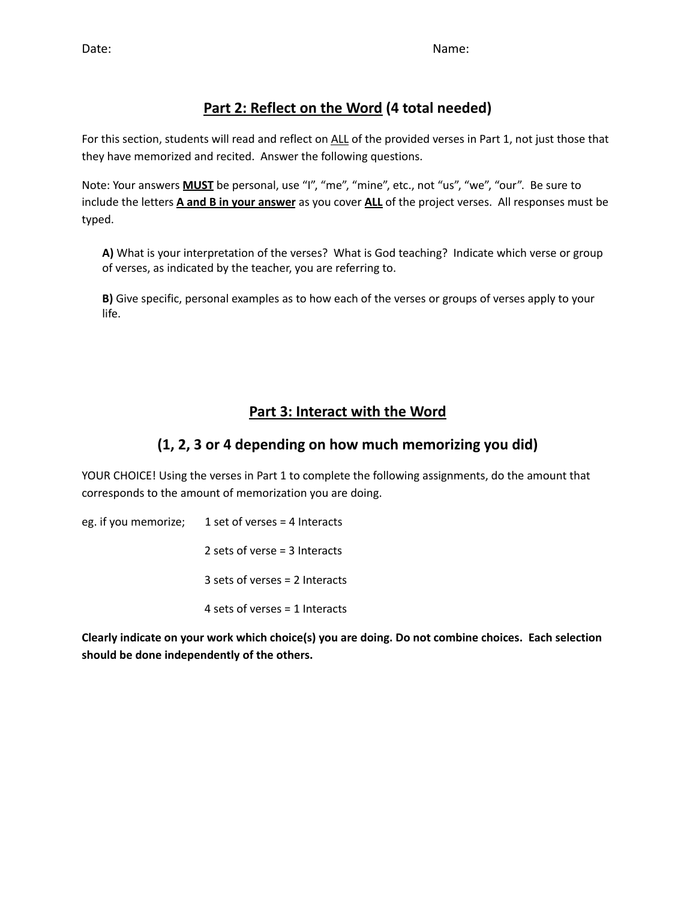Date: Name:

## <u>Part 2: Reflect on the Word</u> (4 total needed)

For this section, students will read and reflect on <u>ALL</u> of the provided verses in Part 1, not just those that they have memorized and recited. Answer the following questions.

Note: Your answers **<u>MUST</u>** be personal, use "I", "me", "mine", etc., not "us", "we", "our". Be sure to include the letters **<u>A and B in your answer</u>** as you cover **<u>ALL</u>** of the project verses. All responses must be typed.

> **A)** What is your interpretation of the verses? What is God teaching? Indicate which verse or group of verses, as indicated by the teacher, you are referring to.
>
> **B)** Give specific, personal examples as to how each of the verses or groups of verses apply to your life.

## <u>Part 3: Interact with the Word</u>

## (1, 2, 3 or 4 depending on how much memorizing you did)

YOUR CHOICE! Using the verses in Part 1 to complete the following assignments, do the amount that corresponds to the amount of memorization you are doing.

eg. if you memorize;

- 1 set of verses = 4 Interacts
- 2 sets of verse = 3 Interacts
- 3 sets of verses = 2 Interacts
- 4 sets of verses = 1 Interacts

**Clearly indicate on your work which choice(s) you are doing. Do not combine choices. Each selection should be done independently of the others.**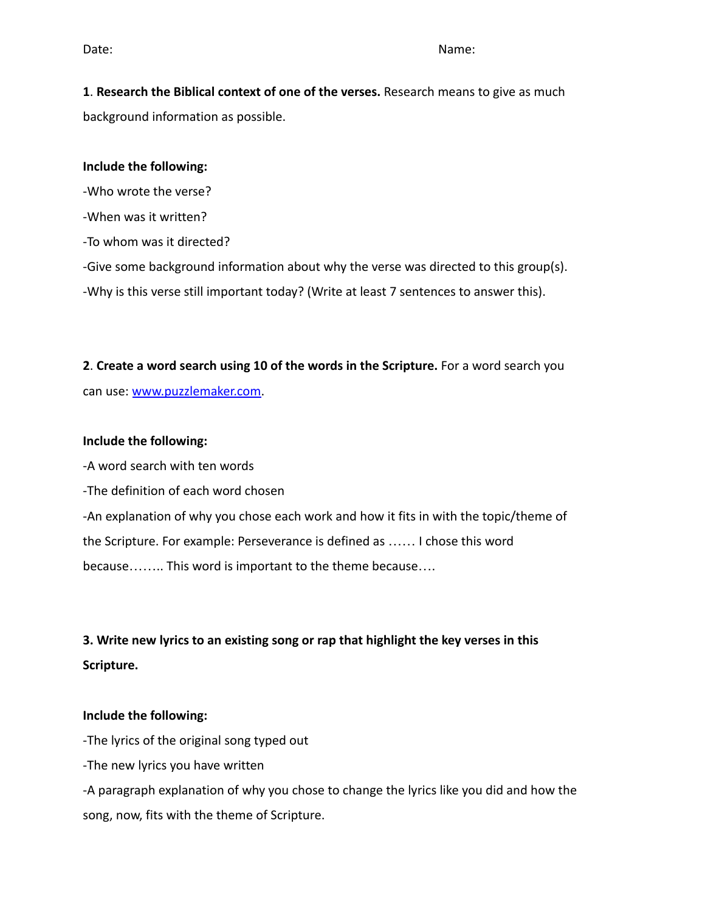Date: Name:

**1**. **Research the Biblical context of one of the verses.** Research means to give as much background information as possible.

**Include the following:**

-Who wrote the verse?

-When was it written?

-To whom was it directed?

-Give some background information about why the verse was directed to this group(s).

-Why is this verse still important today? (Write at least 7 sentences to answer this).

**2**. **Create a word search using 10 of the words in the Scripture.** For a word search you can use: [www.puzzlemaker.com](http://www.puzzlemaker.com).

**Include the following:**

-A word search with ten words

-The definition of each word chosen

-An explanation of why you chose each work and how it fits in with the topic/theme of the Scripture. For example: Perseverance is defined as …… I chose this word because…….. This word is important to the theme because….

**3. Write new lyrics to an existing song or rap that highlight the key verses in this Scripture.**

**Include the following:**

-The lyrics of the original song typed out

-The new lyrics you have written

-A paragraph explanation of why you chose to change the lyrics like you did and how the song, now, fits with the theme of Scripture.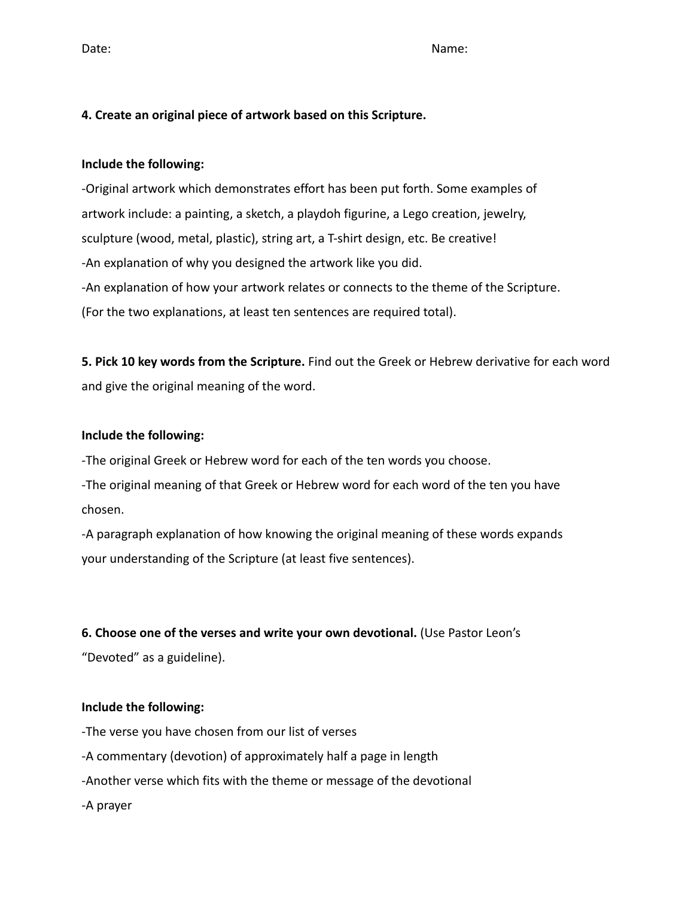Date: Name:

**4. Create an original piece of artwork based on this Scripture.**

**Include the following:**

-Original artwork which demonstrates effort has been put forth. Some examples of artwork include: a painting, a sketch, a playdoh figurine, a Lego creation, jewelry, sculpture (wood, metal, plastic), string art, a T-shirt design, etc. Be creative!
-An explanation of why you designed the artwork like you did.
-An explanation of how your artwork relates or connects to the theme of the Scripture.
(For the two explanations, at least ten sentences are required total).

**5. Pick 10 key words from the Scripture.** Find out the Greek or Hebrew derivative for each word and give the original meaning of the word.

**Include the following:**

-The original Greek or Hebrew word for each of the ten words you choose.
-The original meaning of that Greek or Hebrew word for each word of the ten you have chosen.
-A paragraph explanation of how knowing the original meaning of these words expands your understanding of the Scripture (at least five sentences).

**6. Choose one of the verses and write your own devotional.** (Use Pastor Leon's "Devoted" as a guideline).

**Include the following:**

-The verse you have chosen from our list of verses
-A commentary (devotion) of approximately half a page in length
-Another verse which fits with the theme or message of the devotional
-A prayer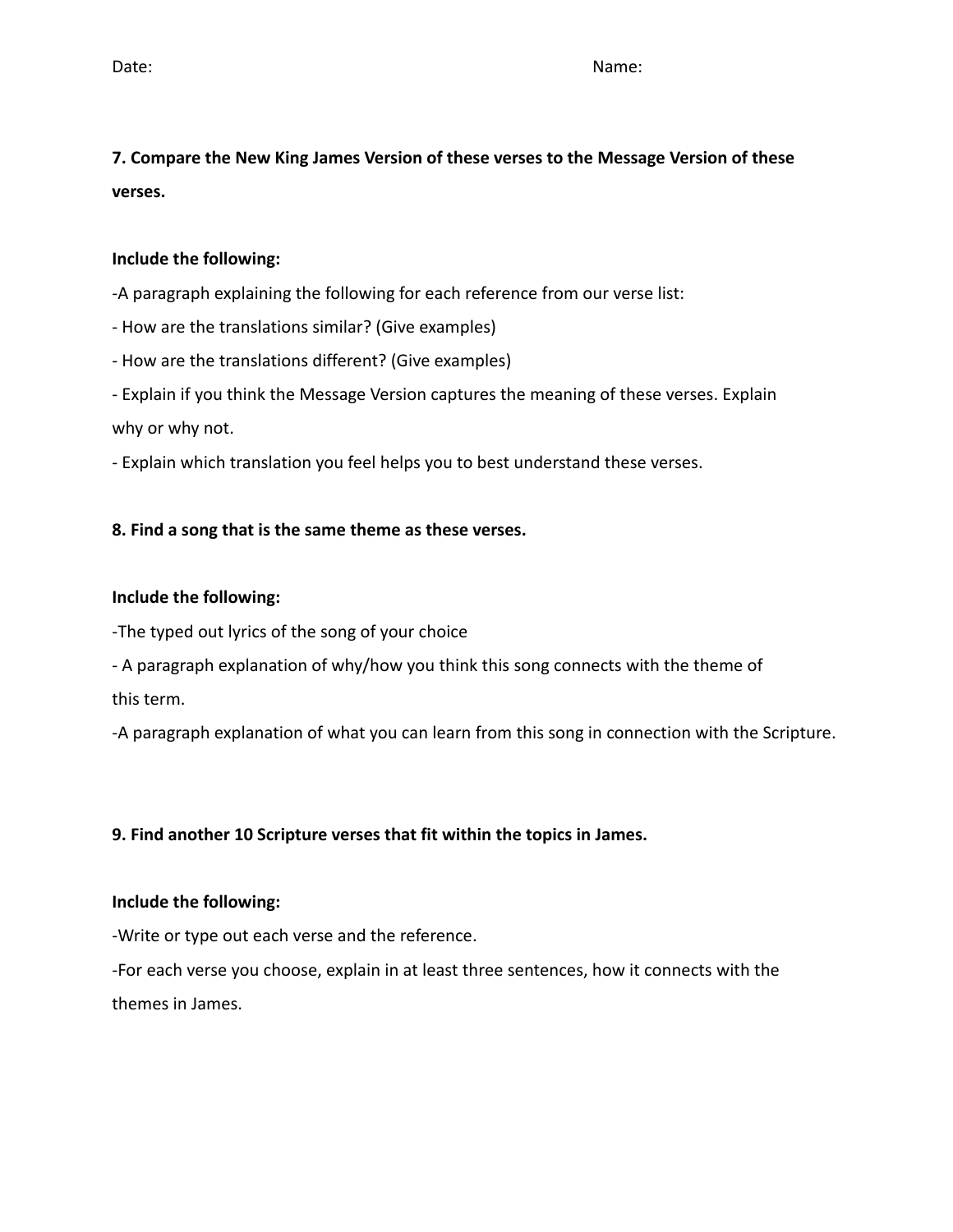Date: Name:

**7. Compare the New King James Version of these verses to the Message Version of these verses.**

**Include the following:**

-A paragraph explaining the following for each reference from our verse list:

- How are the translations similar? (Give examples)
- How are the translations different? (Give examples)
- Explain if you think the Message Version captures the meaning of these verses. Explain why or why not.
- Explain which translation you feel helps you to best understand these verses.

**8. Find a song that is the same theme as these verses.**

**Include the following:**

-The typed out lyrics of the song of your choice

- A paragraph explanation of why/how you think this song connects with the theme of this term.

-A paragraph explanation of what you can learn from this song in connection with the Scripture.

**9. Find another 10 Scripture verses that fit within the topics in James.**

**Include the following:**

-Write or type out each verse and the reference.

-For each verse you choose, explain in at least three sentences, how it connects with the themes in James.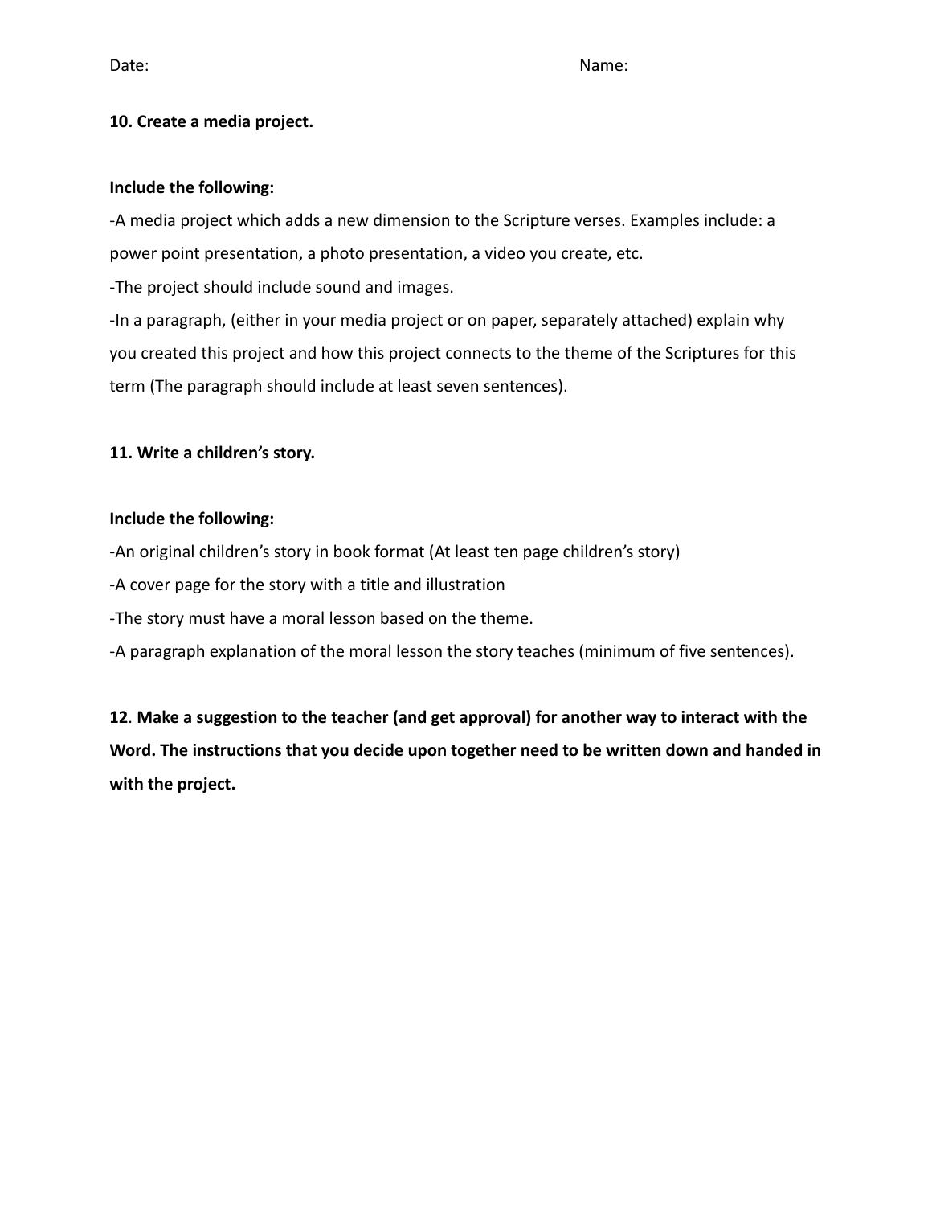Date: Name:

**10. Create a media project.**

**Include the following:**

-A media project which adds a new dimension to the Scripture verses. Examples include: a power point presentation, a photo presentation, a video you create, etc.

-The project should include sound and images.

-In a paragraph, (either in your media project or on paper, separately attached) explain why you created this project and how this project connects to the theme of the Scriptures for this term (The paragraph should include at least seven sentences).

**11. Write a children's story.**

**Include the following:**

-An original children's story in book format (At least ten page children's story)

-A cover page for the story with a title and illustration

-The story must have a moral lesson based on the theme.

-A paragraph explanation of the moral lesson the story teaches (minimum of five sentences).

**12**. **Make a suggestion to the teacher (and get approval) for another way to interact with the Word. The instructions that you decide upon together need to be written down and handed in with the project.**